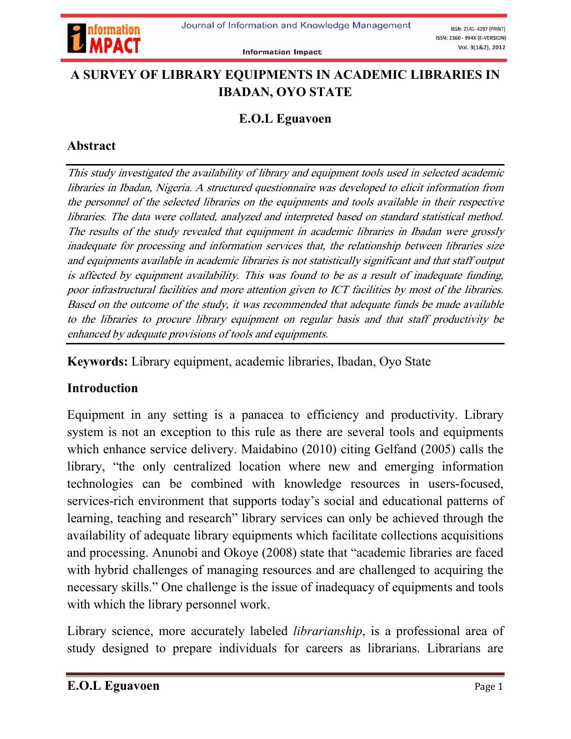# A SURVEY OF LIBRARY EQUIPMENTS IN ACADEMIC LIBRARIES IN IBADAN, OYO STATE

**E.O.L Eguavoen**

## Abstract

*This study investigated the availability of library and equipment tools used in selected academic libraries in Ibadan, Nigeria. A structured questionnaire was developed to elicit information from the personnel of the selected libraries on the equipments and tools available in their respective libraries. The data were collated, analyzed and interpreted based on standard statistical method. The results of the study revealed that equipment in academic libraries in Ibadan were grossly inadequate for processing and information services that, the relationship between libraries size and equipments available in academic libraries is not statistically significant and that staff output is affected by equipment availability. This was found to be as a result of inadequate funding, poor infrastructural facilities and more attention given to ICT facilities by most of the libraries. Based on the outcome of the study, it was recommended that adequate funds be made available to the libraries to procure library equipment on regular basis and that staff productivity be enhanced by adequate provisions of tools and equipments.*

**Keywords:** Library equipment, academic libraries, Ibadan, Oyo State

## Introduction

Equipment in any setting is a panacea to efficiency and productivity. Library system is not an exception to this rule as there are several tools and equipments which enhance service delivery. Maidabino (2010) citing Gelfand (2005) calls the library, "the only centralized location where new and emerging information technologies can be combined with knowledge resources in users-focused, services-rich environment that supports today's social and educational patterns of learning, teaching and research" library services can only be achieved through the availability of adequate library equipments which facilitate collections acquisitions and processing. Anunobi and Okoye (2008) state that "academic libraries are faced with hybrid challenges of managing resources and are challenged to acquiring the necessary skills." One challenge is the issue of inadequacy of equipments and tools with which the library personnel work.

Library science, more accurately labeled *librarianship*, is a professional area of study designed to prepare individuals for careers as librarians. Librarians are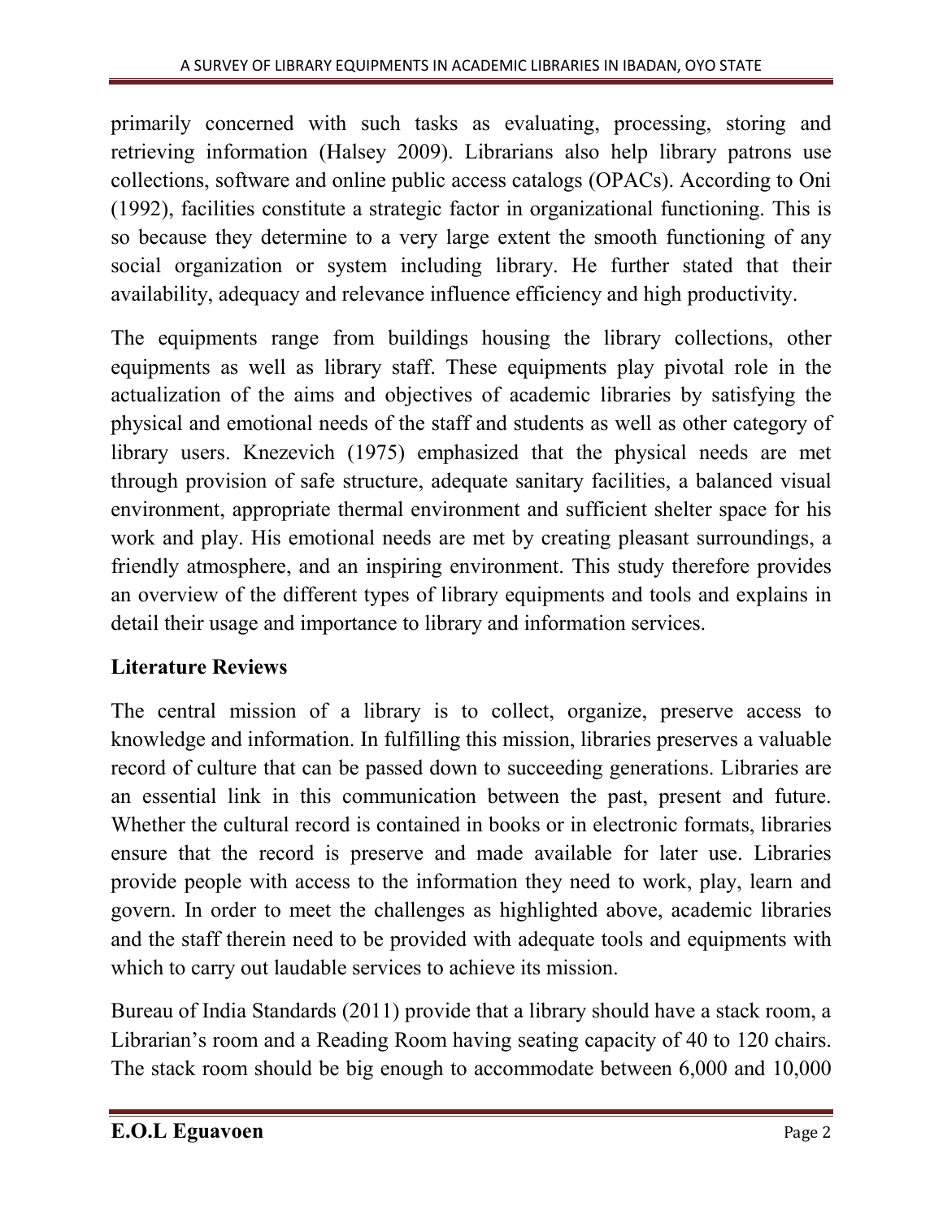primarily concerned with such tasks as evaluating, processing, storing and retrieving information (Halsey 2009). Librarians also help library patrons use collections, software and online public access catalogs (OPACs). According to Oni (1992), facilities constitute a strategic factor in organizational functioning. This is so because they determine to a very large extent the smooth functioning of any social organization or system including library. He further stated that their availability, adequacy and relevance influence efficiency and high productivity.

The equipments range from buildings housing the library collections, other equipments as well as library staff. These equipments play pivotal role in the actualization of the aims and objectives of academic libraries by satisfying the physical and emotional needs of the staff and students as well as other category of library users. Knezevich (1975) emphasized that the physical needs are met through provision of safe structure, adequate sanitary facilities, a balanced visual environment, appropriate thermal environment and sufficient shelter space for his work and play. His emotional needs are met by creating pleasant surroundings, a friendly atmosphere, and an inspiring environment. This study therefore provides an overview of the different types of library equipments and tools and explains in detail their usage and importance to library and information services.

## Literature Reviews

The central mission of a library is to collect, organize, preserve access to knowledge and information. In fulfilling this mission, libraries preserves a valuable record of culture that can be passed down to succeeding generations. Libraries are an essential link in this communication between the past, present and future. Whether the cultural record is contained in books or in electronic formats, libraries ensure that the record is preserve and made available for later use. Libraries provide people with access to the information they need to work, play, learn and govern. In order to meet the challenges as highlighted above, academic libraries and the staff therein need to be provided with adequate tools and equipments with which to carry out laudable services to achieve its mission.

Bureau of India Standards (2011) provide that a library should have a stack room, a Librarian's room and a Reading Room having seating capacity of 40 to 120 chairs. The stack room should be big enough to accommodate between 6,000 and 10,000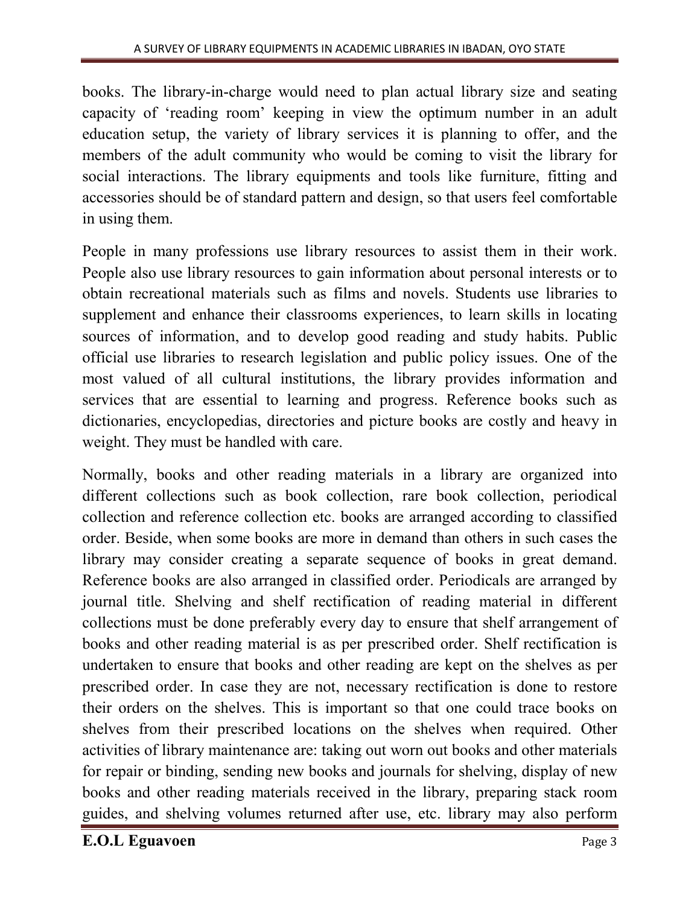books. The library-in-charge would need to plan actual library size and seating capacity of 'reading room' keeping in view the optimum number in an adult education setup, the variety of library services it is planning to offer, and the members of the adult community who would be coming to visit the library for social interactions. The library equipments and tools like furniture, fitting and accessories should be of standard pattern and design, so that users feel comfortable in using them.

People in many professions use library resources to assist them in their work. People also use library resources to gain information about personal interests or to obtain recreational materials such as films and novels. Students use libraries to supplement and enhance their classrooms experiences, to learn skills in locating sources of information, and to develop good reading and study habits. Public official use libraries to research legislation and public policy issues. One of the most valued of all cultural institutions, the library provides information and services that are essential to learning and progress. Reference books such as dictionaries, encyclopedias, directories and picture books are costly and heavy in weight. They must be handled with care.

Normally, books and other reading materials in a library are organized into different collections such as book collection, rare book collection, periodical collection and reference collection etc. books are arranged according to classified order. Beside, when some books are more in demand than others in such cases the library may consider creating a separate sequence of books in great demand. Reference books are also arranged in classified order. Periodicals are arranged by journal title. Shelving and shelf rectification of reading material in different collections must be done preferably every day to ensure that shelf arrangement of books and other reading material is as per prescribed order. Shelf rectification is undertaken to ensure that books and other reading are kept on the shelves as per prescribed order. In case they are not, necessary rectification is done to restore their orders on the shelves. This is important so that one could trace books on shelves from their prescribed locations on the shelves when required. Other activities of library maintenance are: taking out worn out books and other materials for repair or binding, sending new books and journals for shelving, display of new books and other reading materials received in the library, preparing stack room guides, and shelving volumes returned after use, etc. library may also perform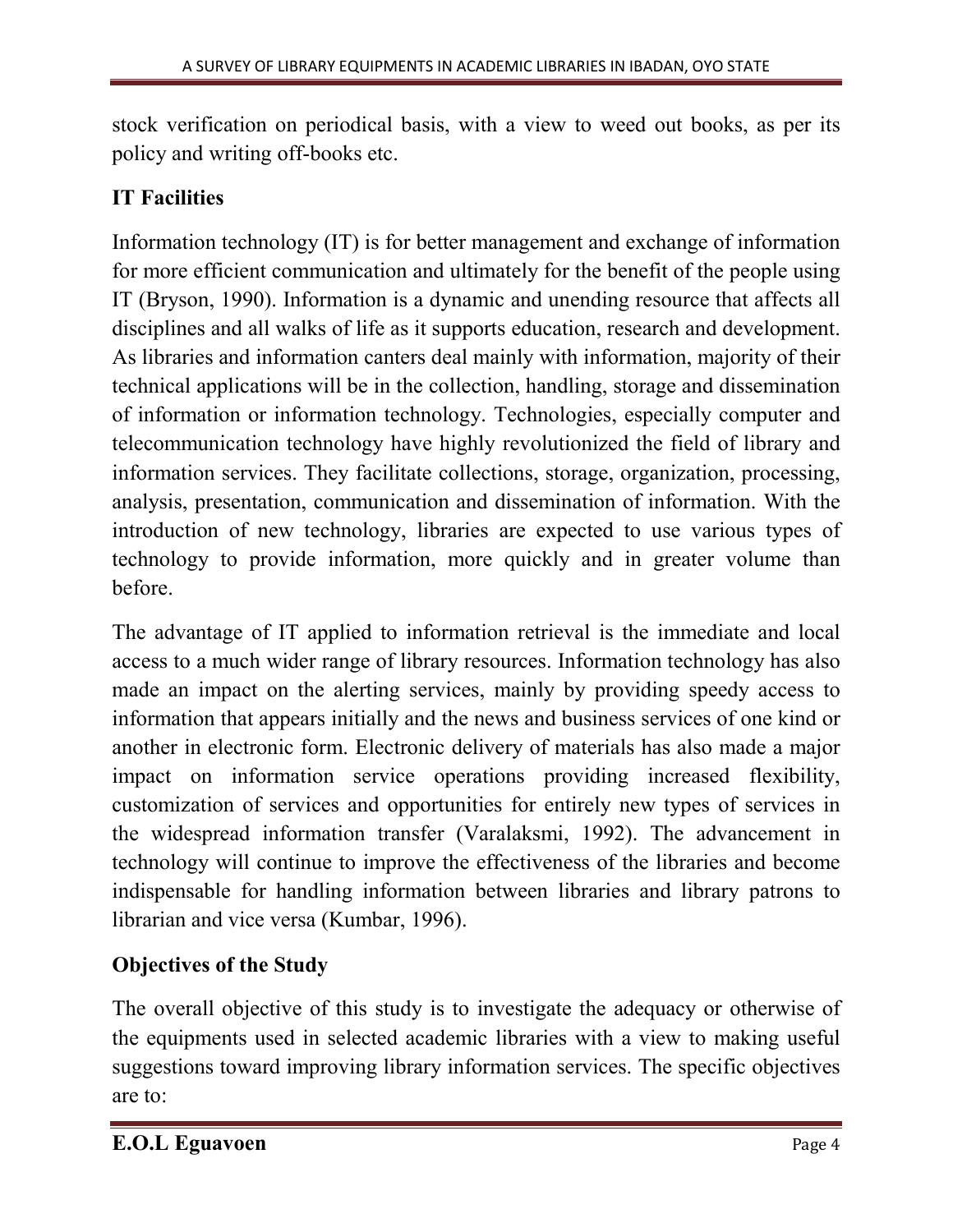stock verification on periodical basis, with a view to weed out books, as per its policy and writing off-books etc.

## IT Facilities

Information technology (IT) is for better management and exchange of information for more efficient communication and ultimately for the benefit of the people using IT (Bryson, 1990). Information is a dynamic and unending resource that affects all disciplines and all walks of life as it supports education, research and development. As libraries and information canters deal mainly with information, majority of their technical applications will be in the collection, handling, storage and dissemination of information or information technology. Technologies, especially computer and telecommunication technology have highly revolutionized the field of library and information services. They facilitate collections, storage, organization, processing, analysis, presentation, communication and dissemination of information. With the introduction of new technology, libraries are expected to use various types of technology to provide information, more quickly and in greater volume than before.

The advantage of IT applied to information retrieval is the immediate and local access to a much wider range of library resources. Information technology has also made an impact on the alerting services, mainly by providing speedy access to information that appears initially and the news and business services of one kind or another in electronic form. Electronic delivery of materials has also made a major impact on information service operations providing increased flexibility, customization of services and opportunities for entirely new types of services in the widespread information transfer (Varalaksmi, 1992). The advancement in technology will continue to improve the effectiveness of the libraries and become indispensable for handling information between libraries and library patrons to librarian and vice versa (Kumbar, 1996).

## Objectives of the Study

The overall objective of this study is to investigate the adequacy or otherwise of the equipments used in selected academic libraries with a view to making useful suggestions toward improving library information services. The specific objectives are to: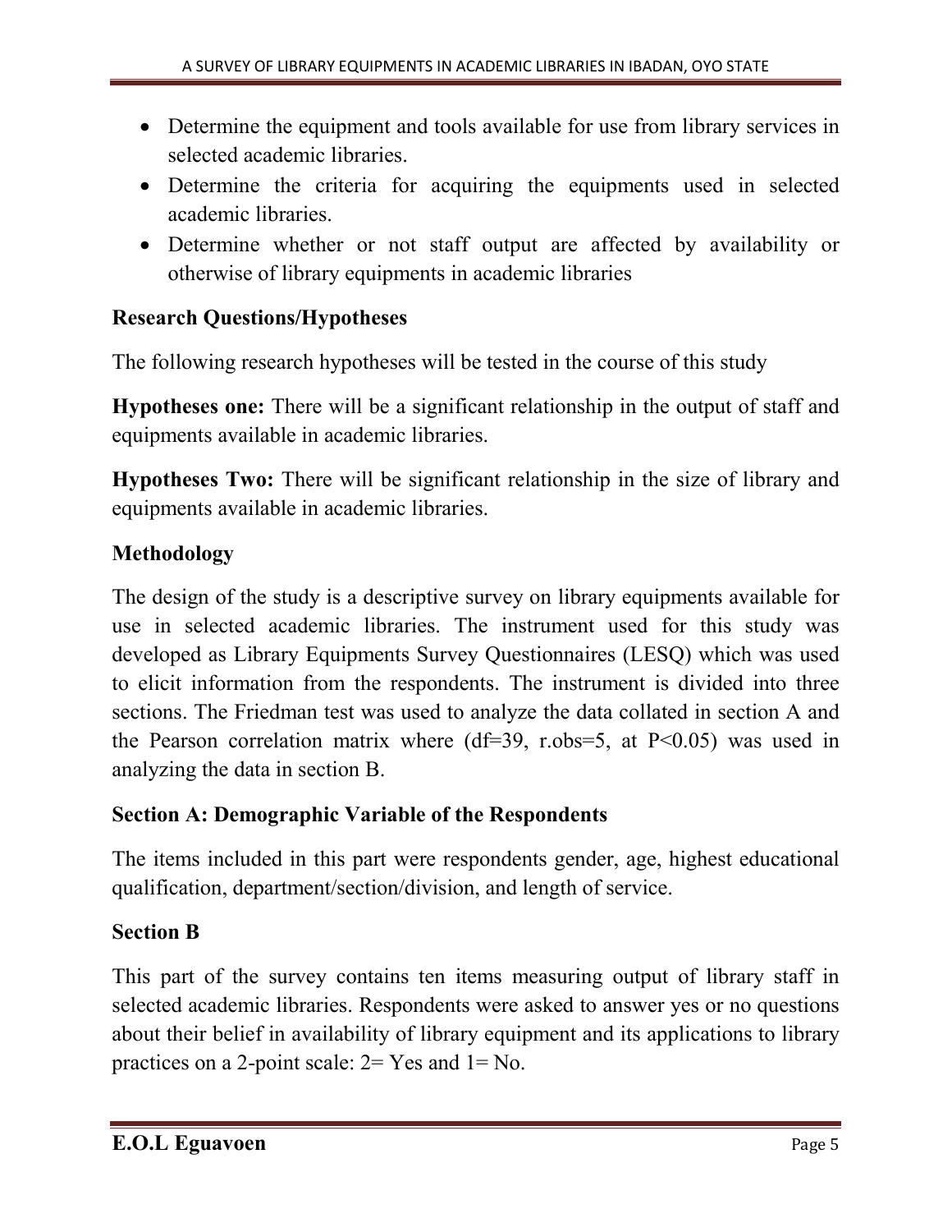- Determine the equipment and tools available for use from library services in selected academic libraries.
- Determine the criteria for acquiring the equipments used in selected academic libraries.
- Determine whether or not staff output are affected by availability or otherwise of library equipments in academic libraries

**Research Questions/Hypotheses**

The following research hypotheses will be tested in the course of this study

**Hypotheses one:** There will be a significant relationship in the output of staff and equipments available in academic libraries.

**Hypotheses Two:** There will be significant relationship in the size of library and equipments available in academic libraries.

**Methodology**

The design of the study is a descriptive survey on library equipments available for use in selected academic libraries. The instrument used for this study was developed as Library Equipments Survey Questionnaires (LESQ) which was used to elicit information from the respondents. The instrument is divided into three sections. The Friedman test was used to analyze the data collated in section A and the Pearson correlation matrix where (df=39, r.obs=5, at $P<0.05$) was used in analyzing the data in section B.

**Section A: Demographic Variable of the Respondents**

The items included in this part were respondents gender, age, highest educational qualification, department/section/division, and length of service.

**Section B**

This part of the survey contains ten items measuring output of library staff in selected academic libraries. Respondents were asked to answer yes or no questions about their belief in availability of library equipment and its applications to library practices on a 2-point scale: 2= Yes and 1= No.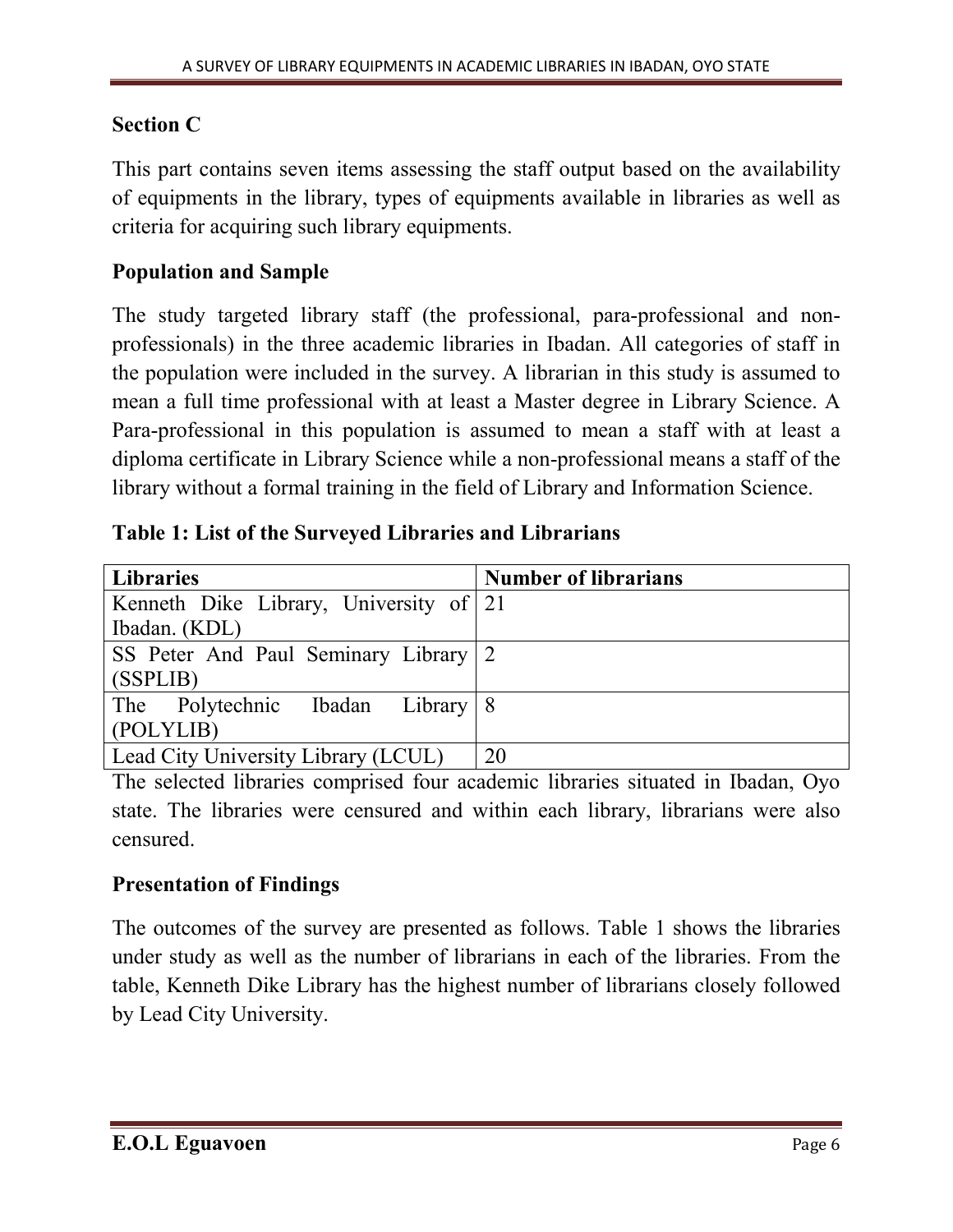**Section C**

This part contains seven items assessing the staff output based on the availability of equipments in the library, types of equipments available in libraries as well as criteria for acquiring such library equipments.

**Population and Sample**

The study targeted library staff (the professional, para-professional and non-professionals) in the three academic libraries in Ibadan. All categories of staff in the population were included in the survey. A librarian in this study is assumed to mean a full time professional with at least a Master degree in Library Science. A Para-professional in this population is assumed to mean a staff with at least a diploma certificate in Library Science while a non-professional means a staff of the library without a formal training in the field of Library and Information Science.

**Table 1: List of the Surveyed Libraries and Librarians**

| Libraries | Number of librarians |
|---|---|
| Kenneth Dike Library, University of Ibadan. (KDL) | 21 |
| SS Peter And Paul Seminary Library (SSPLIB) | 2 |
| The Polytechnic Ibadan Library (POLYLIB) | 8 |
| Lead City University Library (LCUL) | 20 |

The selected libraries comprised four academic libraries situated in Ibadan, Oyo state. The libraries were censured and within each library, librarians were also censured.

**Presentation of Findings**

The outcomes of the survey are presented as follows. Table 1 shows the libraries under study as well as the number of librarians in each of the libraries. From the table, Kenneth Dike Library has the highest number of librarians closely followed by Lead City University.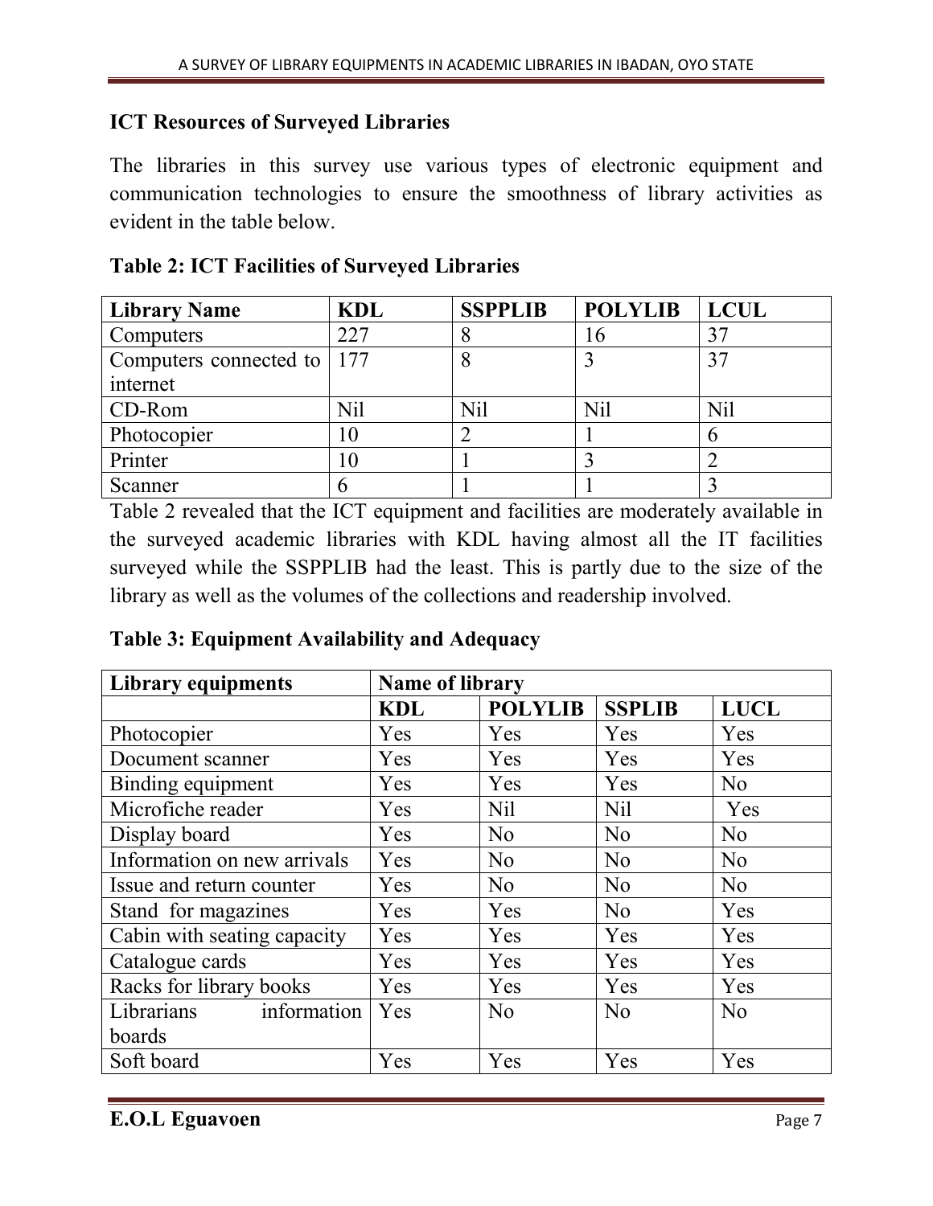**ICT Resources of Surveyed Libraries**

The libraries in this survey use various types of electronic equipment and communication technologies to ensure the smoothness of library activities as evident in the table below.

**Table 2: ICT Facilities of Surveyed Libraries**

| Library Name | KDL | SSPPLIB | POLYLIB | LCUL |
|---|---|---|---|---|
| Computers | 227 | 8 | 16 | 37 |
| Computers connected to internet | 177 | 8 | 3 | 37 |
| CD-Rom | Nil | Nil | Nil | Nil |
| Photocopier | 10 | 2 | 1 | 6 |
| Printer | 10 | 1 | 3 | 2 |
| Scanner | 6 | 1 | 1 | 3 |

Table 2 revealed that the ICT equipment and facilities are moderately available in the surveyed academic libraries with KDL having almost all the IT facilities surveyed while the SSPPLIB had the least. This is partly due to the size of the library as well as the volumes of the collections and readership involved.

**Table 3: Equipment Availability and Adequacy**

| Library equipments | Name of library | | | |
|---|---|---|---|---|
| | KDL | POLYLIB | SSPLIB | LUCL |
| Photocopier | Yes | Yes | Yes | Yes |
| Document scanner | Yes | Yes | Yes | Yes |
| Binding equipment | Yes | Yes | Yes | No |
| Microfiche reader | Yes | Nil | Nil | Yes |
| Display board | Yes | No | No | No |
| Information on new arrivals | Yes | No | No | No |
| Issue and return counter | Yes | No | No | No |
| Stand for magazines | Yes | Yes | No | Yes |
| Cabin with seating capacity | Yes | Yes | Yes | Yes |
| Catalogue cards | Yes | Yes | Yes | Yes |
| Racks for library books | Yes | Yes | Yes | Yes |
| Librarians information boards | Yes | No | No | No |
| Soft board | Yes | Yes | Yes | Yes |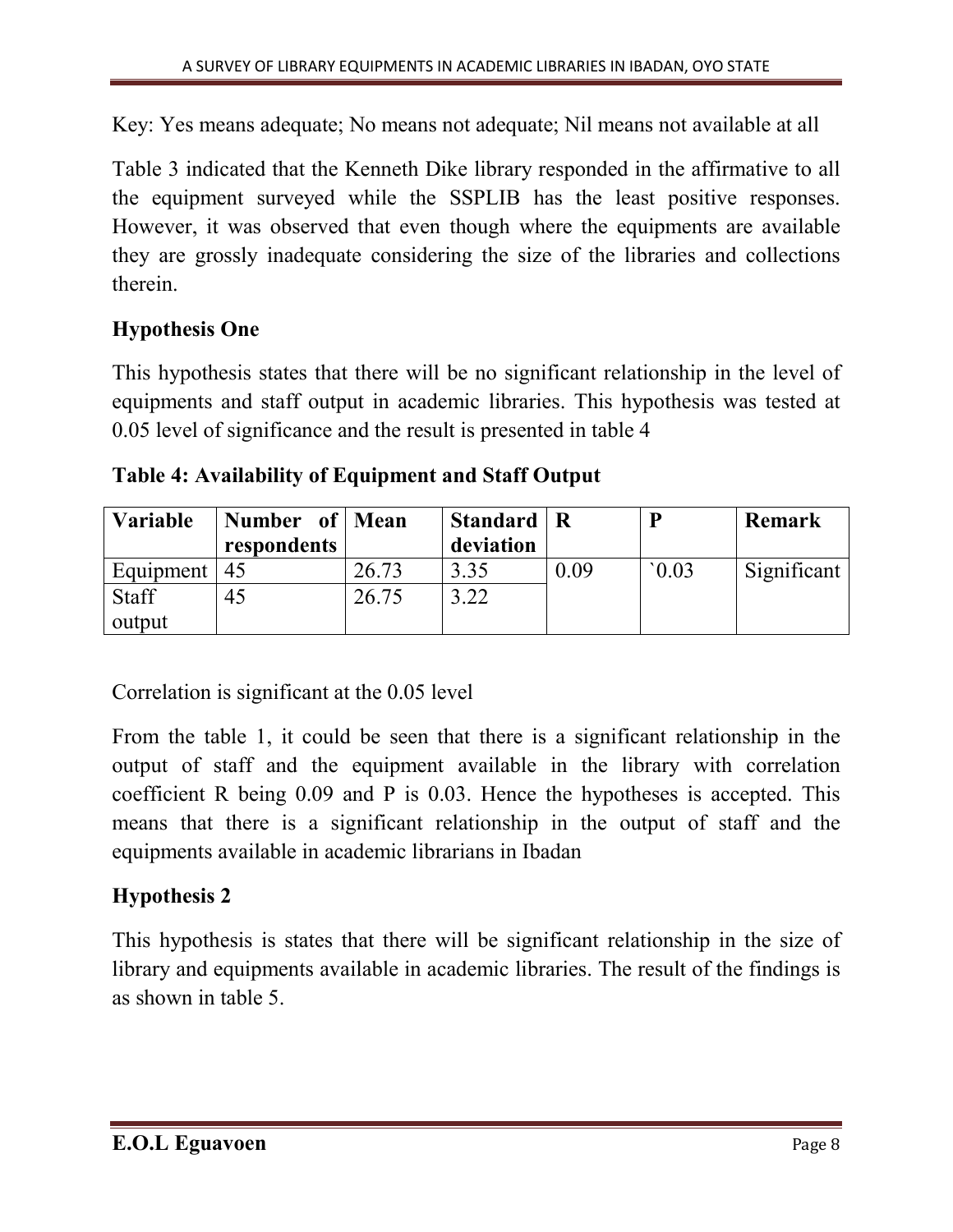Key: Yes means adequate; No means not adequate; Nil means not available at all

Table 3 indicated that the Kenneth Dike library responded in the affirmative to all the equipment surveyed while the SSPLIB has the least positive responses. However, it was observed that even though where the equipments are available they are grossly inadequate considering the size of the libraries and collections therein.

### Hypothesis One

This hypothesis states that there will be no significant relationship in the level of equipments and staff output in academic libraries. This hypothesis was tested at 0.05 level of significance and the result is presented in table 4

**Table 4: Availability of Equipment and Staff Output**

| Variable | Number of respondents | Mean | Standard deviation | R | P | Remark |
|---|---|---|---|---|---|---|
| Equipment | 45 | 26.73 | 3.35 | 0.09 | `0.03 | Significant |
| Staff output | 45 | 26.75 | 3.22 | | | |

Correlation is significant at the 0.05 level

From the table 1, it could be seen that there is a significant relationship in the output of staff and the equipment available in the library with correlation coefficient R being 0.09 and P is 0.03. Hence the hypotheses is accepted. This means that there is a significant relationship in the output of staff and the equipments available in academic librarians in Ibadan

### Hypothesis 2

This hypothesis is states that there will be significant relationship in the size of library and equipments available in academic libraries. The result of the findings is as shown in table 5.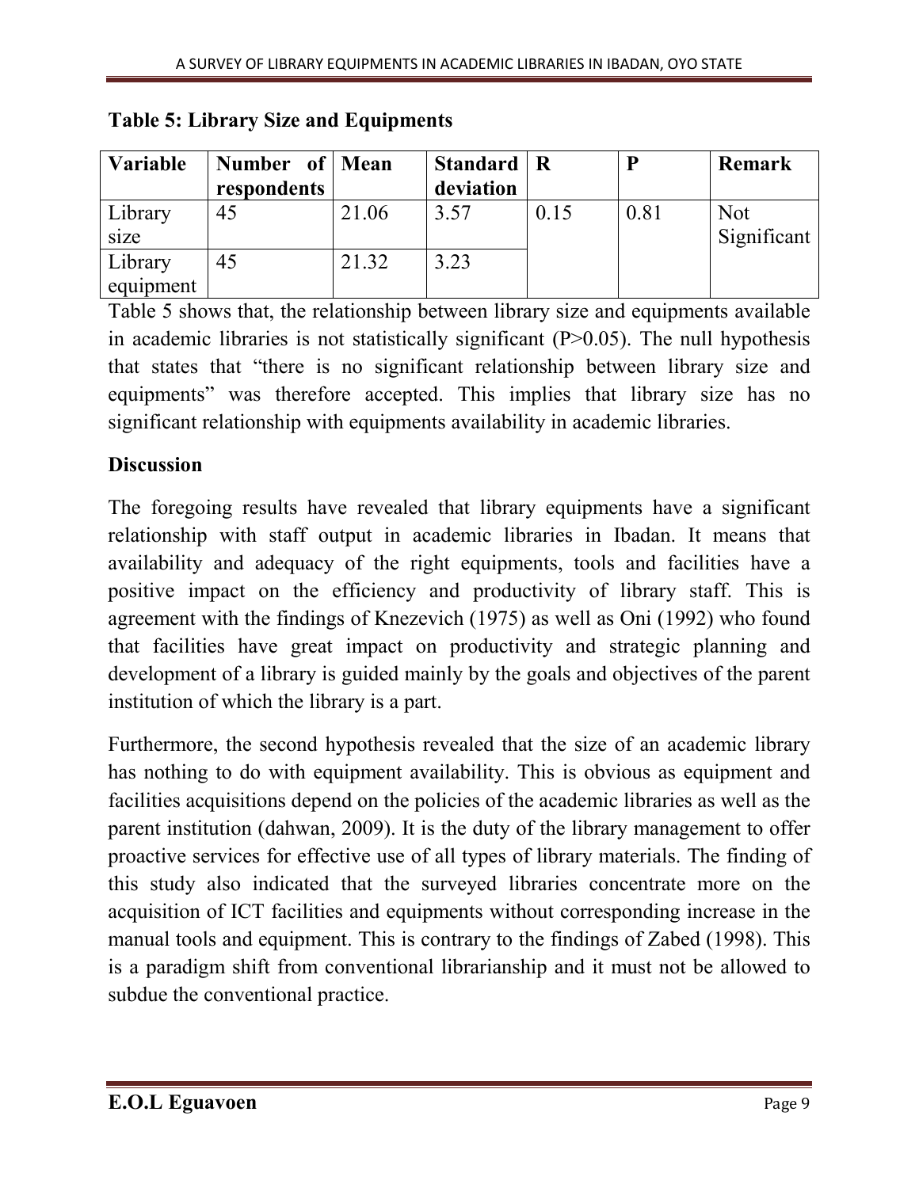**Table 5: Library Size and Equipments**

| Variable | Number of respondents | Mean | Standard deviation | R | P | Remark |
|---|---|---|---|---|---|---|
| Library size | 45 | 21.06 | 3.57 | 0.15 | 0.81 | Not Significant |
| Library equipment | 45 | 21.32 | 3.23 | | | |

Table 5 shows that, the relationship between library size and equipments available in academic libraries is not statistically significant ($P > 0.05$). The null hypothesis that states that "there is no significant relationship between library size and equipments" was therefore accepted. This implies that library size has no significant relationship with equipments availability in academic libraries.

## Discussion

The foregoing results have revealed that library equipments have a significant relationship with staff output in academic libraries in Ibadan. It means that availability and adequacy of the right equipments, tools and facilities have a positive impact on the efficiency and productivity of library staff. This is agreement with the findings of Knezevich (1975) as well as Oni (1992) who found that facilities have great impact on productivity and strategic planning and development of a library is guided mainly by the goals and objectives of the parent institution of which the library is a part.

Furthermore, the second hypothesis revealed that the size of an academic library has nothing to do with equipment availability. This is obvious as equipment and facilities acquisitions depend on the policies of the academic libraries as well as the parent institution (dahwan, 2009). It is the duty of the library management to offer proactive services for effective use of all types of library materials. The finding of this study also indicated that the surveyed libraries concentrate more on the acquisition of ICT facilities and equipments without corresponding increase in the manual tools and equipment. This is contrary to the findings of Zabed (1998). This is a paradigm shift from conventional librarianship and it must not be allowed to subdue the conventional practice.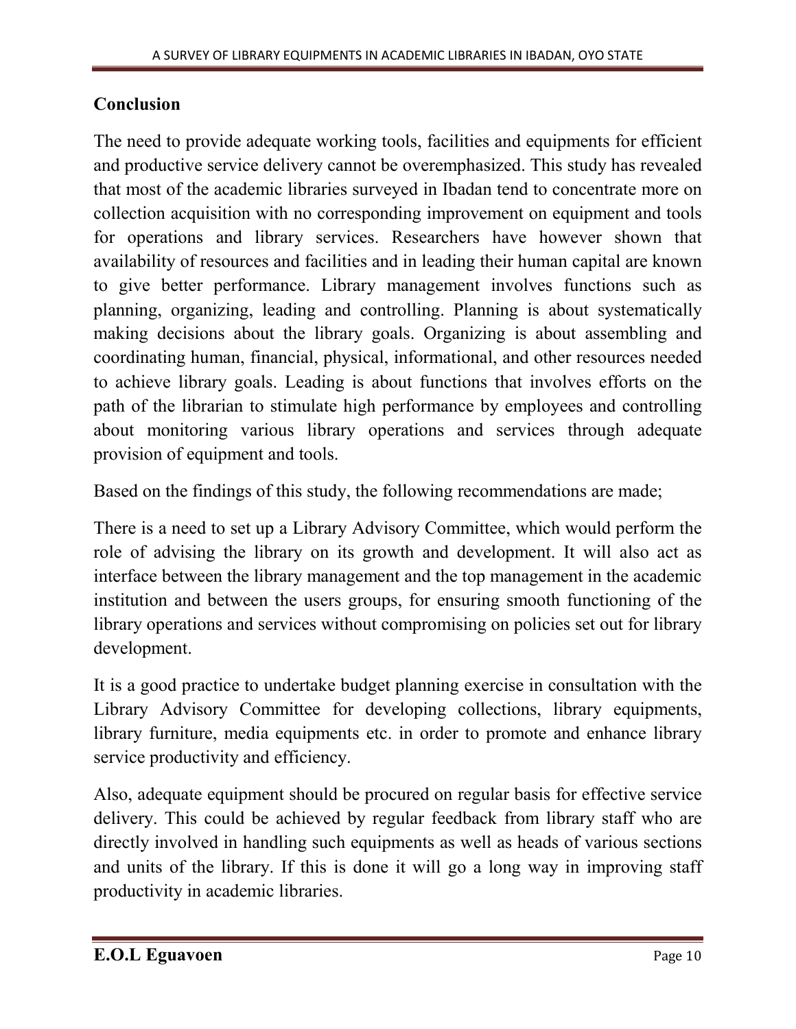## Conclusion

The need to provide adequate working tools, facilities and equipments for efficient and productive service delivery cannot be overemphasized. This study has revealed that most of the academic libraries surveyed in Ibadan tend to concentrate more on collection acquisition with no corresponding improvement on equipment and tools for operations and library services. Researchers have however shown that availability of resources and facilities and in leading their human capital are known to give better performance. Library management involves functions such as planning, organizing, leading and controlling. Planning is about systematically making decisions about the library goals. Organizing is about assembling and coordinating human, financial, physical, informational, and other resources needed to achieve library goals. Leading is about functions that involves efforts on the path of the librarian to stimulate high performance by employees and controlling about monitoring various library operations and services through adequate provision of equipment and tools.

Based on the findings of this study, the following recommendations are made;

There is a need to set up a Library Advisory Committee, which would perform the role of advising the library on its growth and development. It will also act as interface between the library management and the top management in the academic institution and between the users groups, for ensuring smooth functioning of the library operations and services without compromising on policies set out for library development.

It is a good practice to undertake budget planning exercise in consultation with the Library Advisory Committee for developing collections, library equipments, library furniture, media equipments etc. in order to promote and enhance library service productivity and efficiency.

Also, adequate equipment should be procured on regular basis for effective service delivery. This could be achieved by regular feedback from library staff who are directly involved in handling such equipments as well as heads of various sections and units of the library. If this is done it will go a long way in improving staff productivity in academic libraries.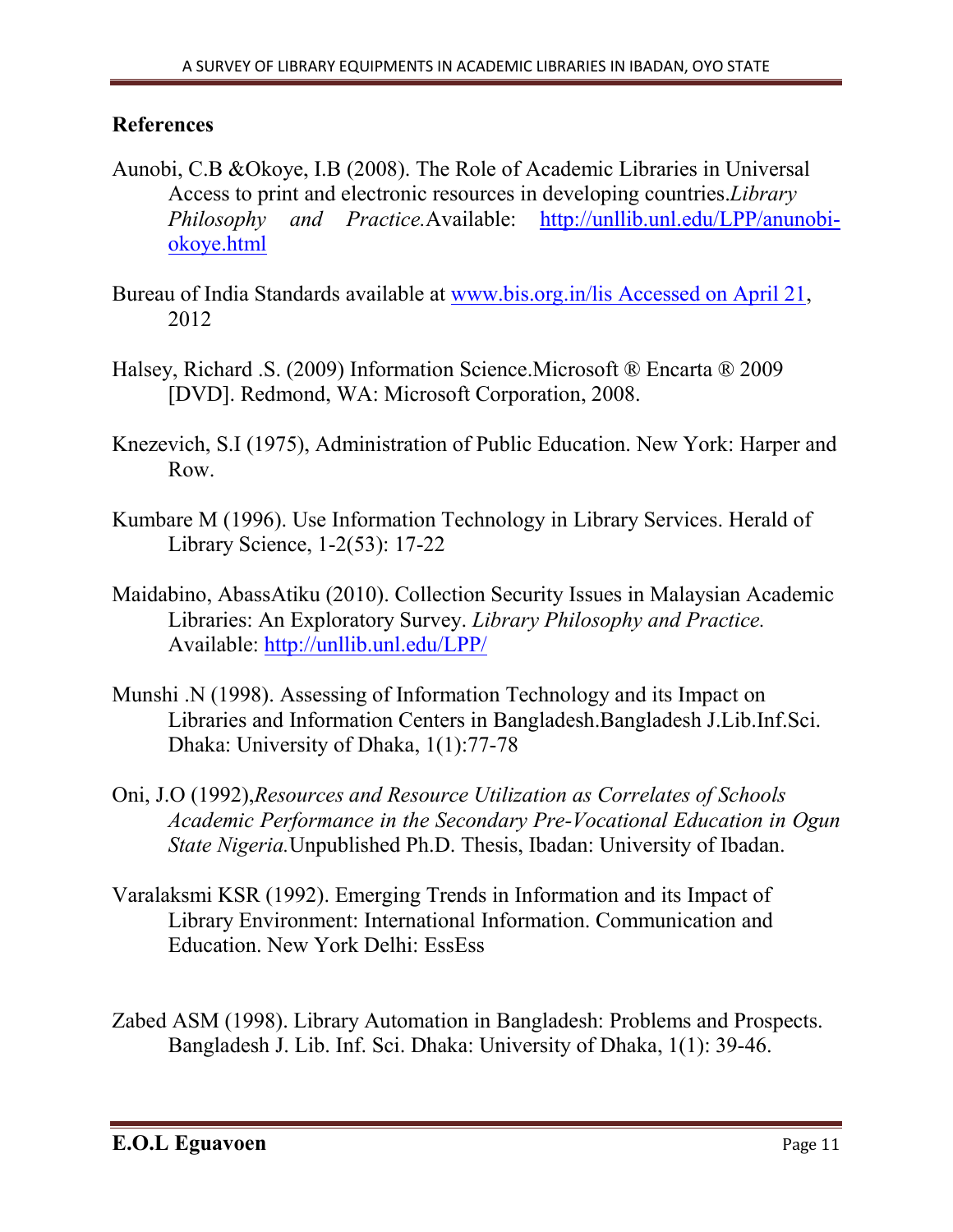## References

Aunobi, C.B &Okoye, I.B (2008). The Role of Academic Libraries in Universal Access to print and electronic resources in developing countries.*Library Philosophy and Practice.*Available: http://unllib.unl.edu/LPP/anunobi-okoye.html

Bureau of India Standards available at www.bis.org.in/lis Accessed on April 21, 2012

Halsey, Richard .S. (2009) Information Science.Microsoft ® Encarta ® 2009 [DVD]. Redmond, WA: Microsoft Corporation, 2008.

Knezevich, S.I (1975), Administration of Public Education. New York: Harper and Row.

Kumbare M (1996). Use Information Technology in Library Services. Herald of Library Science, 1-2(53): 17-22

Maidabino, AbassAtiku (2010). Collection Security Issues in Malaysian Academic Libraries: An Exploratory Survey. *Library Philosophy and Practice.* Available: http://unllib.unl.edu/LPP/

Munshi .N (1998). Assessing of Information Technology and its Impact on Libraries and Information Centers in Bangladesh.Bangladesh J.Lib.Inf.Sci. Dhaka: University of Dhaka, 1(1):77-78

Oni, J.O (1992),*Resources and Resource Utilization as Correlates of Schools Academic Performance in the Secondary Pre-Vocational Education in Ogun State Nigeria.*Unpublished Ph.D. Thesis, Ibadan: University of Ibadan.

Varalaksmi KSR (1992). Emerging Trends in Information and its Impact of Library Environment: International Information. Communication and Education. New York Delhi: EssEss

Zabed ASM (1998). Library Automation in Bangladesh: Problems and Prospects. Bangladesh J. Lib. Inf. Sci. Dhaka: University of Dhaka, 1(1): 39-46.